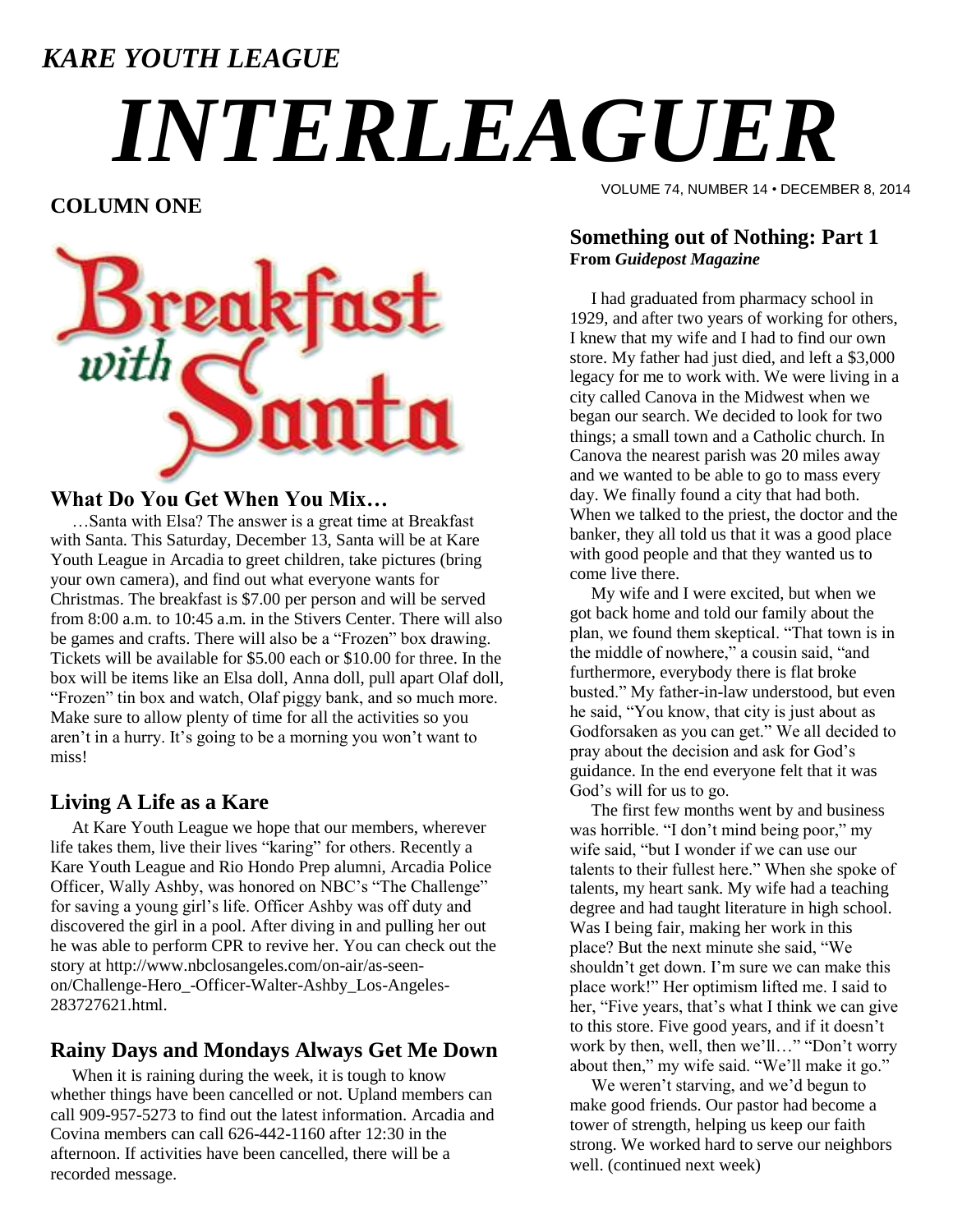*KARE YOUTH LEAGUE*

# *INTERLEAGUER*

VOLUME 74, NUMBER 14 • DECEMBER 8, 2014

## COLUMN ONE

Breakfast with Santa

### What Do You Get When You Mix…

…Santa with Elsa? The answer is a great time at Breakfast with Santa. This Saturday, December 13, Santa will be at Kare Youth League in Arcadia to greet children, take pictures (bring your own camera), and find out what everyone wants for Christmas. The breakfast is $7.00 per person and will be served from 8:00 a.m. to 10:45 a.m. in the Stivers Center. There will also be games and crafts. There will also be a "Frozen" box drawing. Tickets will be available for $5.00 each or $10.00 for three. In the box will be items like an Elsa doll, Anna doll, pull apart Olaf doll, "Frozen" tin box and watch, Olaf piggy bank, and so much more. Make sure to allow plenty of time for all the activities so you aren't in a hurry. It's going to be a morning you won't want to miss!

### Living A Life as a Kare

At Kare Youth League we hope that our members, wherever life takes them, live their lives "karing" for others. Recently a Kare Youth League and Rio Hondo Prep alumni, Arcadia Police Officer, Wally Ashby, was honored on NBC's "The Challenge" for saving a young girl's life. Officer Ashby was off duty and discovered the girl in a pool. After diving in and pulling her out he was able to perform CPR to revive her. You can check out the story at http://www.nbclosangeles.com/on-air/as-seen-on/Challenge-Hero_-Officer-Walter-Ashby_Los-Angeles-283727621.html.

### Rainy Days and Mondays Always Get Me Down

When it is raining during the week, it is tough to know whether things have been cancelled or not. Upland members can call 909-957-5273 to find out the latest information. Arcadia and Covina members can call 626-442-1160 after 12:30 in the afternoon. If activities have been cancelled, there will be a recorded message.

### Something out of Nothing: Part 1
**From *Guidepost Magazine***

I had graduated from pharmacy school in 1929, and after two years of working for others, I knew that my wife and I had to find our own store. My father had just died, and left a $3,000 legacy for me to work with. We were living in a city called Canova in the Midwest when we began our search. We decided to look for two things; a small town and a Catholic church. In Canova the nearest parish was 20 miles away and we wanted to be able to go to mass every day. We finally found a city that had both. When we talked to the priest, the doctor and the banker, they all told us that it was a good place with good people and that they wanted us to come live there.

My wife and I were excited, but when we got back home and told our family about the plan, we found them skeptical. "That town is in the middle of nowhere," a cousin said, "and furthermore, everybody there is flat broke busted." My father-in-law understood, but even he said, "You know, that city is just about as Godforsaken as you can get." We all decided to pray about the decision and ask for God's guidance. In the end everyone felt that it was God's will for us to go.

The first few months went by and business was horrible. "I don't mind being poor," my wife said, "but I wonder if we can use our talents to their fullest here." When she spoke of talents, my heart sank. My wife had a teaching degree and had taught literature in high school. Was I being fair, making her work in this place? But the next minute she said, "We shouldn't get down. I'm sure we can make this place work!" Her optimism lifted me. I said to her, "Five years, that's what I think we can give to this store. Five good years, and if it doesn't work by then, well, then we'll…" "Don't worry about then," my wife said. "We'll make it go."

We weren't starving, and we'd begun to make good friends. Our pastor had become a tower of strength, helping us keep our faith strong. We worked hard to serve our neighbors well. (continued next week)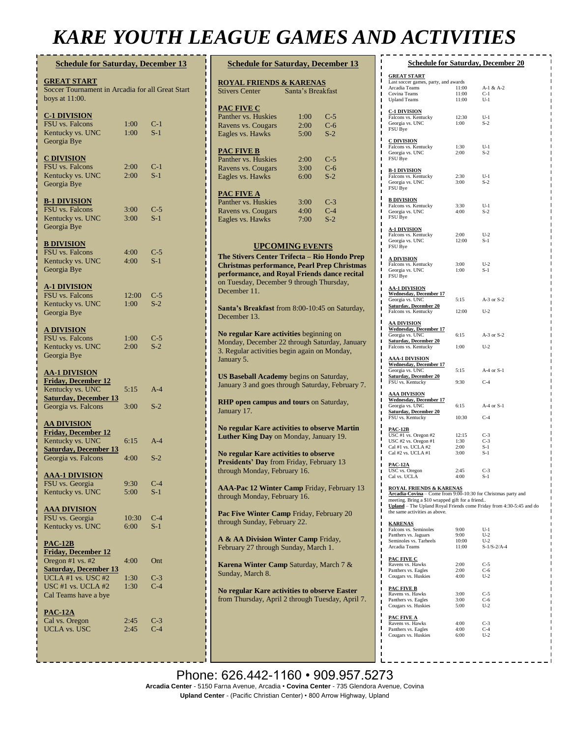# KARE YOUTH LEAGUE GAMES AND ACTIVITIES

## Schedule for Saturday, December 13

**GREAT START**

Soccer Tournament in Arcadia for all Great Start boys at 11:00.

**C-1 DIVISION**

| | | |
|---|---|---|
| FSU vs. Falcons | 1:00 | C-1 |
| Kentucky vs. UNC | 1:00 | S-1 |
| Georgia Bye | | |

**C DIVISION**

| | | |
|---|---|---|
| FSU vs. Falcons | 2:00 | C-1 |
| Kentucky vs. UNC | 2:00 | S-1 |
| Georgia Bye | | |

**B-1 DIVISION**

| | | |
|---|---|---|
| FSU vs. Falcons | 3:00 | C-5 |
| Kentucky vs. UNC | 3:00 | S-1 |
| Georgia Bye | | |

**B DIVISION**

| | | |
|---|---|---|
| FSU vs. Falcons | 4:00 | C-5 |
| Kentucky vs. UNC | 4:00 | S-1 |
| Georgia Bye | | |

**A-1 DIVISION**

| | | |
|---|---|---|
| FSU vs. Falcons | 12:00 | C-5 |
| Kentucky vs. UNC | 1:00 | S-2 |
| Georgia Bye | | |

**A DIVISION**

| | | |
|---|---|---|
| FSU vs. Falcons | 1:00 | C-5 |
| Kentucky vs. UNC | 2:00 | S-2 |
| Georgia Bye | | |

**AA-1 DIVISION**

| | | |
|---|---|---|
| **Friday, December 12** | | |
| Kentucky vs. UNC | 5:15 | A-4 |
| **Saturday, December 13** | | |
| Georgia vs. Falcons | 3:00 | S-2 |

**AA DIVISION**

| | | |
|---|---|---|
| **Friday, December 12** | | |
| Kentucky vs. UNC | 6:15 | A-4 |
| **Saturday, December 13** | | |
| Georgia vs. Falcons | 4:00 | S-2 |

**AAA-1 DIVISION**

| | | |
|---|---|---|
| FSU vs. Georgia | 9:30 | C-4 |
| Kentucky vs. UNC | 5:00 | S-1 |

**AAA DIVISION**

| | | |
|---|---|---|
| FSU vs. Georgia | 10:30 | C-4 |
| Kentucky vs. UNC | 6:00 | S-1 |

**PAC-12B**

| | | |
|---|---|---|
| **Friday, December 12** | | |
| Oregon #1 vs. #2 | 4:00 | Ont |
| **Saturday, December 13** | | |
| UCLA #1 vs. USC #2 | 1:30 | C-3 |
| USC #1 vs. UCLA #2 | 1:30 | C-4 |
| Cal Teams have a bye | | |

**PAC-12A**

| | | |
|---|---|---|
| Cal vs. Oregon | 2:45 | C-3 |
| UCLA vs. USC | 2:45 | C-4 |

## Schedule for Saturday, December 13

**ROYAL FRIENDS & KARENAS**

Stivers Center — Santa's Breakfast

**PAC FIVE C**

| | | |
|---|---|---|
| Panther vs. Huskies | 1:00 | C-5 |
| Ravens vs. Cougars | 2:00 | C-6 |
| Eagles vs. Hawks | 5:00 | S-2 |

**PAC FIVE B**

| | | |
|---|---|---|
| Panther vs. Huskies | 2:00 | C-5 |
| Ravens vs. Cougars | 3:00 | C-6 |
| Eagles vs. Hawks | 6:00 | S-2 |

**PAC FIVE A**

| | | |
|---|---|---|
| Panther vs. Huskies | 3:00 | C-3 |
| Ravens vs. Cougars | 4:00 | C-4 |
| Eagles vs. Hawks | 7:00 | S-2 |

## UPCOMING EVENTS

**The Stivers Center Trifecta – Rio Hondo Prep Christmas performance, Pearl Prep Christmas performance, and Royal Friends dance recital** on Tuesday, December 9 through Thursday, December 11.

**Santa's Breakfast** from 8:00-10:45 on Saturday, December 13.

**No regular Kare activities** beginning on Monday, December 22 through Saturday, January 3. Regular activities begin again on Monday, January 5.

**US Baseball Academy** begins on Saturday, January 3 and goes through Saturday, February 7.

**RHP open campus and tours** on Saturday, January 17.

**No regular Kare activities to observe Martin Luther King Day** on Monday, January 19.

**No regular Kare activities to observe Presidents' Day** from Friday, February 13 through Monday, February 16.

**AAA-Pac 12 Winter Camp** Friday, February 13 through Monday, February 16.

**Pac Five Winter Camp** Friday, February 20 through Sunday, February 22.

**A & AA Division Winter Camp** Friday, February 27 through Sunday, March 1.

**Karena Winter Camp** Saturday, March 7 & Sunday, March 8.

**No regular Kare activities to observe Easter** from Thursday, April 2 through Tuesday, April 7.

## Schedule for Saturday, December 20

**GREAT START**

Last soccer games, party, and awards

| | | |
|---|---|---|
| Arcadia Teams | 11:00 | A-1 & A-2 |
| Covina Teams | 11:00 | C-1 |
| Upland Teams | 11:00 | U-1 |

**C-1 DIVISION**

| | | |
|---|---|---|
| Falcons vs. Kentucky | 12:30 | U-1 |
| Georgia vs. UNC | 1:00 | S-2 |
| FSU Bye | | |

**C DIVISION**

| | | |
|---|---|---|
| Falcons vs. Kentucky | 1:30 | U-1 |
| Georgia vs. UNC | 2:00 | S-2 |
| FSU Bye | | |

**B-1 DIVISION**

| | | |
|---|---|---|
| Falcons vs. Kentucky | 2:30 | U-1 |
| Georgia vs. UNC | 3:00 | S-2 |
| FSU Bye | | |

**B DIVISION**

| | | |
|---|---|---|
| Falcons vs. Kentucky | 3:30 | U-1 |
| Georgia vs. UNC | 4:00 | S-2 |
| FSU Bye | | |

**A-1 DIVISION**

| | | |
|---|---|---|
| Falcons vs. Kentucky | 2:00 | U-2 |
| Georgia vs. UNC | 12:00 | S-1 |
| FSU Bye | | |

**A DIVISION**

| | | |
|---|---|---|
| Falcons vs. Kentucky | 3:00 | U-2 |
| Georgia vs. UNC | 1:00 | S-1 |
| FSU Bye | | |

**AA-1 DIVISION**

| | | |
|---|---|---|
| **Wednesday, December 17** | | |
| Georgia vs. UNC | 5:15 | A-3 or S-2 |
| **Saturday, December 20** | | |
| Falcons vs. Kentucky | 12:00 | U-2 |

**AA DIVISION**

| | | |
|---|---|---|
| **Wednesday, December 17** | | |
| Georgia vs. UNC | 6:15 | A-3 or S-2 |
| **Saturday, December 20** | | |
| Falcons vs. Kentucky | 1:00 | U-2 |

**AAA-1 DIVISION**

| | | |
|---|---|---|
| **Wednesday, December 17** | | |
| Georgia vs. UNC | 5:15 | A-4 or S-1 |
| **Saturday, December 20** | | |
| FSU vs. Kentucky | 9:30 | C-4 |

**AAA DIVISION**

| | | |
|---|---|---|
| **Wednesday, December 17** | | |
| Georgia vs. UNC | 6:15 | A-4 or S-1 |
| **Saturday, December 20** | | |
| FSU vs. Kentucky | 10:30 | C-4 |

**PAC-12B**

| | | |
|---|---|---|
| USC #1 vs. Oregon #2 | 12:15 | C-3 |
| USC #2 vs. Oregon #1 | 1:30 | C-3 |
| Cal #1 vs. UCLA #2 | 2:00 | S-1 |
| Cal #2 vs. UCLA #1 | 3:00 | S-1 |

**PAC-12A**

| | | |
|---|---|---|
| USC vs. Oregon | 2:45 | C-3 |
| Cal vs. UCLA | 4:00 | S-1 |

**ROYAL FRIENDS & KARENAS**

**Arcadia-Covina** – Come from 9:00-10:30 for Christmas party and meeting. Bring a $10 wrapped gift for a friend..

**Upland** – The Upland Royal Friends come Friday from 4:30-5:45 and do the same activities as above.

**KARENAS**

| | | |
|---|---|---|
| Falcons vs. Seminoles | 9:00 | U-1 |
| Panthers vs. Jaguars | 9:00 | U-2 |
| Seminoles vs. Tarheels | 10:00 | U-2 |
| Arcadia Teams | 11:00 | S-1/S-2/A-4 |

**PAC FIVE C**

| | | |
|---|---|---|
| Ravens vs. Hawks | 2:00 | C-5 |
| Panthers vs. Eagles | 2:00 | C-6 |
| Cougars vs. Huskies | 4:00 | U-2 |

**PAC FIVE B**

| | | |
|---|---|---|
| Ravens vs. Hawks | 3:00 | C-5 |
| Panthers vs. Eagles | 3:00 | C-6 |
| Cougars vs. Huskies | 5:00 | U-2 |

**PAC FIVE A**

| | | |
|---|---|---|
| Ravens vs. Hawks | 4:00 | C-3 |
| Panthers vs. Eagles | 4:00 | C-4 |
| Cougars vs. Huskies | 6:00 | U-2 |

Phone: 626.442-1160 • 909.957.5273

**Arcadia Center** - 5150 Farna Avenue, Arcadia • **Covina Center** - 735 Glendora Avenue, Covina

**Upland Center** - (Pacific Christian Center) • 800 Arrow Highway, Upland